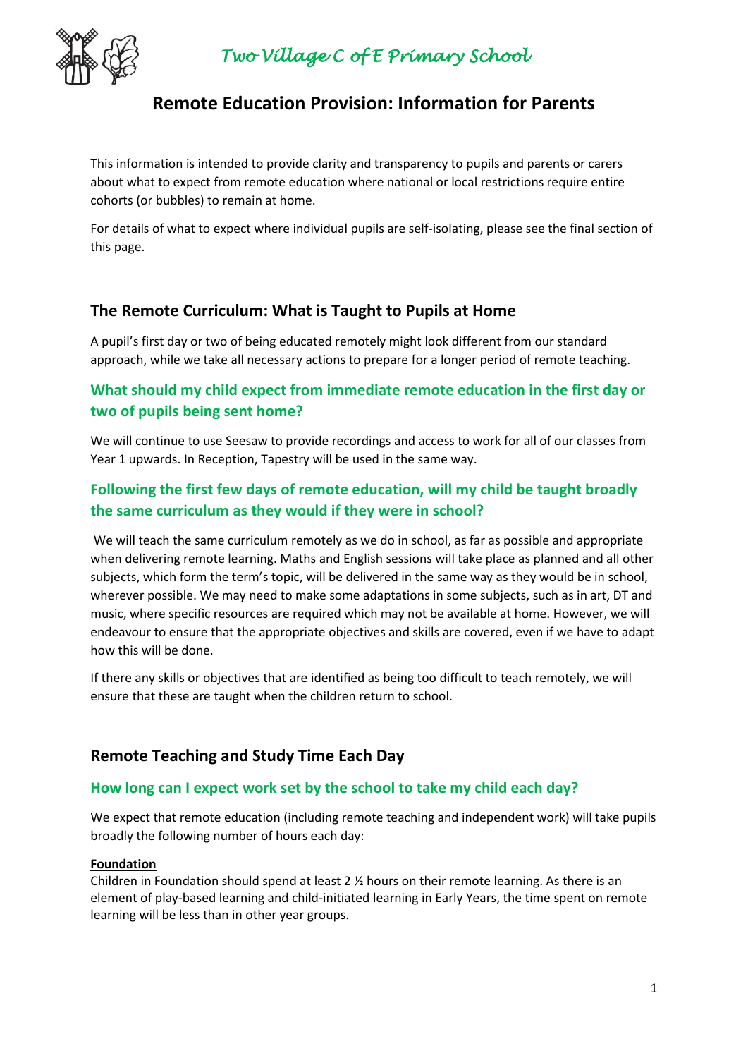*Two Village C of E Primary School*

# Remote Education Provision: Information for Parents

This information is intended to provide clarity and transparency to pupils and parents or carers about what to expect from remote education where national or local restrictions require entire cohorts (or bubbles) to remain at home.

For details of what to expect where individual pupils are self-isolating, please see the final section of this page.

## The Remote Curriculum: What is Taught to Pupils at Home

A pupil's first day or two of being educated remotely might look different from our standard approach, while we take all necessary actions to prepare for a longer period of remote teaching.

### What should my child expect from immediate remote education in the first day or two of pupils being sent home?

We will continue to use Seesaw to provide recordings and access to work for all of our classes from Year 1 upwards. In Reception, Tapestry will be used in the same way.

### Following the first few days of remote education, will my child be taught broadly the same curriculum as they would if they were in school?

We will teach the same curriculum remotely as we do in school, as far as possible and appropriate when delivering remote learning. Maths and English sessions will take place as planned and all other subjects, which form the term's topic, will be delivered in the same way as they would be in school, wherever possible. We may need to make some adaptations in some subjects, such as in art, DT and music, where specific resources are required which may not be available at home. However, we will endeavour to ensure that the appropriate objectives and skills are covered, even if we have to adapt how this will be done.

If there any skills or objectives that are identified as being too difficult to teach remotely, we will ensure that these are taught when the children return to school.

## Remote Teaching and Study Time Each Day

### How long can I expect work set by the school to take my child each day?

We expect that remote education (including remote teaching and independent work) will take pupils broadly the following number of hours each day:

**Foundation**

Children in Foundation should spend at least 2 ½ hours on their remote learning. As there is an element of play-based learning and child-initiated learning in Early Years, the time spent on remote learning will be less than in other year groups.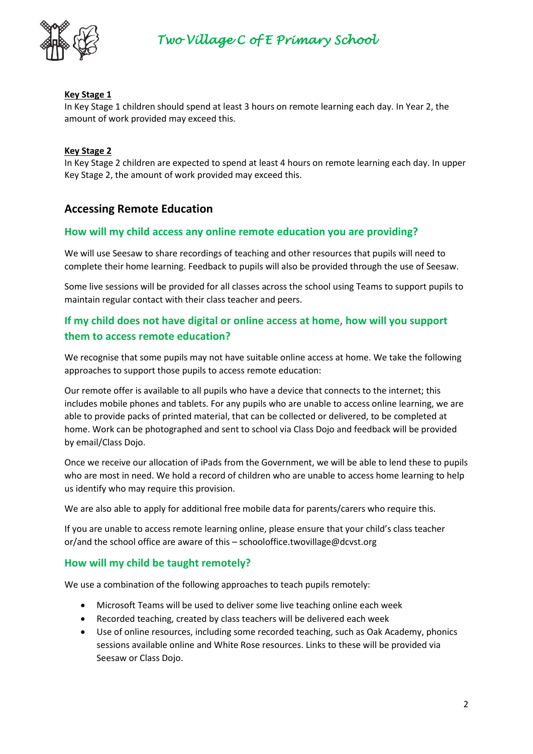**Key Stage 1**

In Key Stage 1 children should spend at least 3 hours on remote learning each day. In Year 2, the amount of work provided may exceed this.

**Key Stage 2**

In Key Stage 2 children are expected to spend at least 4 hours on remote learning each day. In upper Key Stage 2, the amount of work provided may exceed this.

## Accessing Remote Education

### How will my child access any online remote education you are providing?

We will use Seesaw to share recordings of teaching and other resources that pupils will need to complete their home learning. Feedback to pupils will also be provided through the use of Seesaw.

Some live sessions will be provided for all classes across the school using Teams to support pupils to maintain regular contact with their class teacher and peers.

### If my child does not have digital or online access at home, how will you support them to access remote education?

We recognise that some pupils may not have suitable online access at home. We take the following approaches to support those pupils to access remote education:

Our remote offer is available to all pupils who have a device that connects to the internet; this includes mobile phones and tablets. For any pupils who are unable to access online learning, we are able to provide packs of printed material, that can be collected or delivered, to be completed at home. Work can be photographed and sent to school via Class Dojo and feedback will be provided by email/Class Dojo.

Once we receive our allocation of iPads from the Government, we will be able to lend these to pupils who are most in need. We hold a record of children who are unable to access home learning to help us identify who may require this provision.

We are also able to apply for additional free mobile data for parents/carers who require this.

If you are unable to access remote learning online, please ensure that your child's class teacher or/and the school office are aware of this – schooloffice.twovillage@dcvst.org

### How will my child be taught remotely?

We use a combination of the following approaches to teach pupils remotely:

- Microsoft Teams will be used to deliver some live teaching online each week
- Recorded teaching, created by class teachers will be delivered each week
- Use of online resources, including some recorded teaching, such as Oak Academy, phonics sessions available online and White Rose resources. Links to these will be provided via Seesaw or Class Dojo.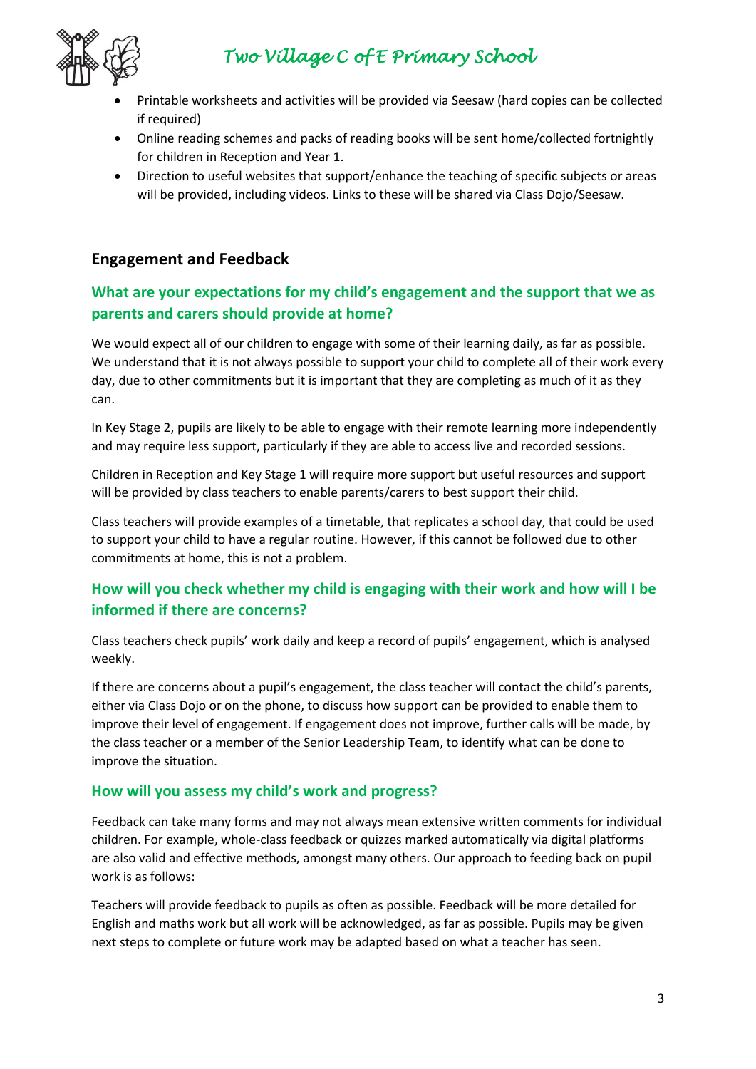- Printable worksheets and activities will be provided via Seesaw (hard copies can be collected if required)
- Online reading schemes and packs of reading books will be sent home/collected fortnightly for children in Reception and Year 1.
- Direction to useful websites that support/enhance the teaching of specific subjects or areas will be provided, including videos. Links to these will be shared via Class Dojo/Seesaw.

## Engagement and Feedback

### What are your expectations for my child's engagement and the support that we as parents and carers should provide at home?

We would expect all of our children to engage with some of their learning daily, as far as possible. We understand that it is not always possible to support your child to complete all of their work every day, due to other commitments but it is important that they are completing as much of it as they can.

In Key Stage 2, pupils are likely to be able to engage with their remote learning more independently and may require less support, particularly if they are able to access live and recorded sessions.

Children in Reception and Key Stage 1 will require more support but useful resources and support will be provided by class teachers to enable parents/carers to best support their child.

Class teachers will provide examples of a timetable, that replicates a school day, that could be used to support your child to have a regular routine. However, if this cannot be followed due to other commitments at home, this is not a problem.

### How will you check whether my child is engaging with their work and how will I be informed if there are concerns?

Class teachers check pupils' work daily and keep a record of pupils' engagement, which is analysed weekly.

If there are concerns about a pupil's engagement, the class teacher will contact the child's parents, either via Class Dojo or on the phone, to discuss how support can be provided to enable them to improve their level of engagement. If engagement does not improve, further calls will be made, by the class teacher or a member of the Senior Leadership Team, to identify what can be done to improve the situation.

### How will you assess my child's work and progress?

Feedback can take many forms and may not always mean extensive written comments for individual children. For example, whole-class feedback or quizzes marked automatically via digital platforms are also valid and effective methods, amongst many others. Our approach to feeding back on pupil work is as follows:

Teachers will provide feedback to pupils as often as possible. Feedback will be more detailed for English and maths work but all work will be acknowledged, as far as possible. Pupils may be given next steps to complete or future work may be adapted based on what a teacher has seen.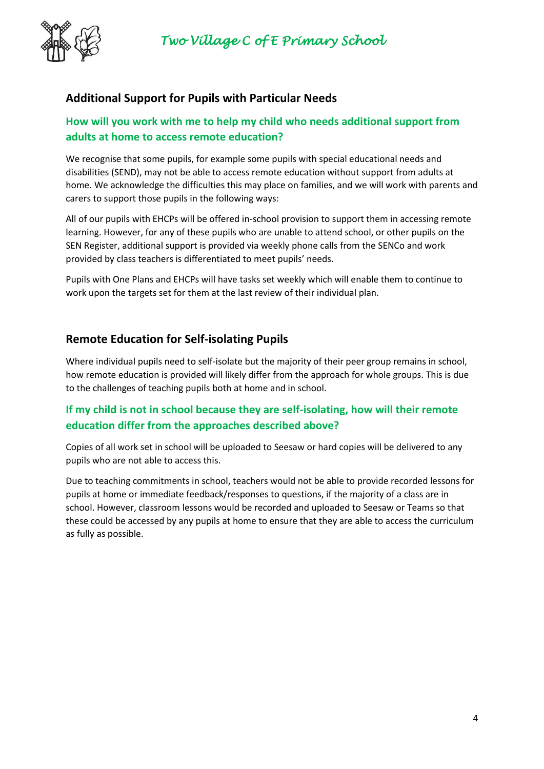## Additional Support for Pupils with Particular Needs

### How will you work with me to help my child who needs additional support from adults at home to access remote education?

We recognise that some pupils, for example some pupils with special educational needs and disabilities (SEND), may not be able to access remote education without support from adults at home. We acknowledge the difficulties this may place on families, and we will work with parents and carers to support those pupils in the following ways:

All of our pupils with EHCPs will be offered in-school provision to support them in accessing remote learning. However, for any of these pupils who are unable to attend school, or other pupils on the SEN Register, additional support is provided via weekly phone calls from the SENCo and work provided by class teachers is differentiated to meet pupils' needs.

Pupils with One Plans and EHCPs will have tasks set weekly which will enable them to continue to work upon the targets set for them at the last review of their individual plan.

## Remote Education for Self-isolating Pupils

Where individual pupils need to self-isolate but the majority of their peer group remains in school, how remote education is provided will likely differ from the approach for whole groups. This is due to the challenges of teaching pupils both at home and in school.

### If my child is not in school because they are self-isolating, how will their remote education differ from the approaches described above?

Copies of all work set in school will be uploaded to Seesaw or hard copies will be delivered to any pupils who are not able to access this.

Due to teaching commitments in school, teachers would not be able to provide recorded lessons for pupils at home or immediate feedback/responses to questions, if the majority of a class are in school. However, classroom lessons would be recorded and uploaded to Seesaw or Teams so that these could be accessed by any pupils at home to ensure that they are able to access the curriculum as fully as possible.